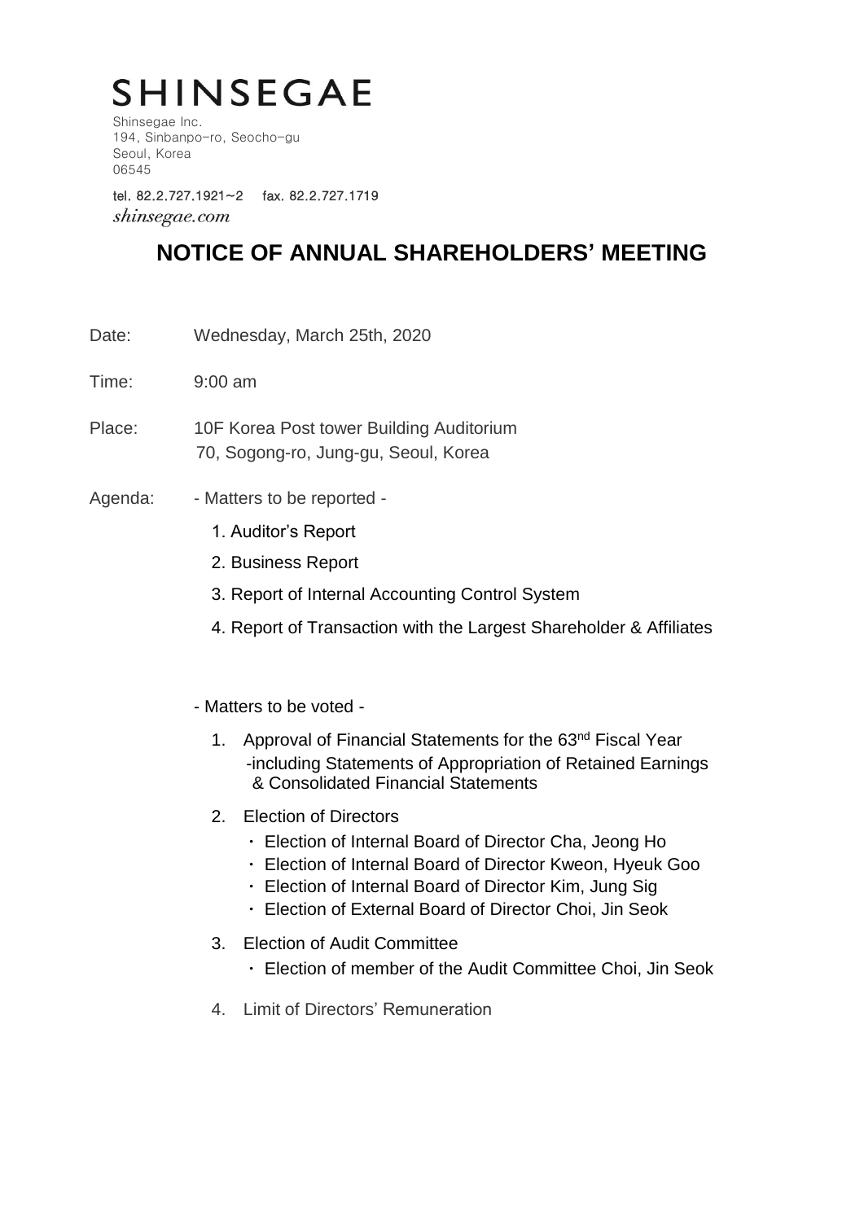# SHINSEGAE

Shinsegae Inc.
194, Sinbanpo-ro, Seocho-gu
Seoul, Korea
06545

tel. 82.2.727.1921~2 fax. 82.2.727.1719
*shinsegae.com*

## NOTICE OF ANNUAL SHAREHOLDERS' MEETING

Date: Wednesday, March 25th, 2020

Time: 9:00 am

Place: 10F Korea Post tower Building Auditorium
70, Sogong-ro, Jung-gu, Seoul, Korea

Agenda: - Matters to be reported -

1. Auditor's Report
2. Business Report
3. Report of Internal Accounting Control System
4. Report of Transaction with the Largest Shareholder & Affiliates

- Matters to be voted -

1. Approval of Financial Statements for the 63nd Fiscal Year
   -including Statements of Appropriation of Retained Earnings & Consolidated Financial Statements
2. Election of Directors
   - Election of Internal Board of Director Cha, Jeong Ho
   - Election of Internal Board of Director Kweon, Hyeuk Goo
   - Election of Internal Board of Director Kim, Jung Sig
   - Election of External Board of Director Choi, Jin Seok
3. Election of Audit Committee
   - Election of member of the Audit Committee Choi, Jin Seok
4. Limit of Directors' Remuneration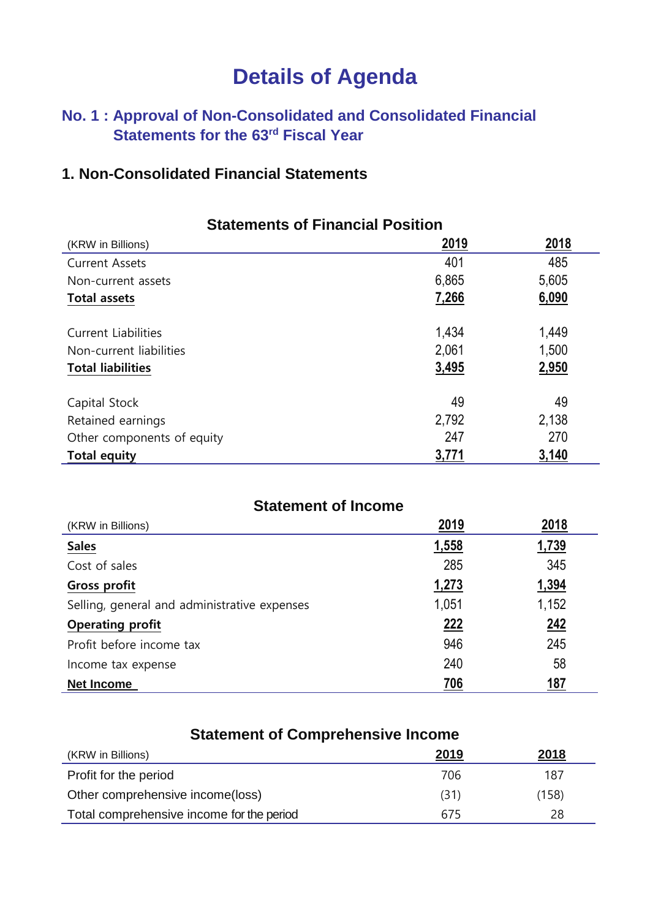# Details of Agenda

## No. 1 : Approval of Non-Consolidated and Consolidated Financial Statements for the 63rd Fiscal Year

### 1. Non-Consolidated Financial Statements

**Statements of Financial Position**

| (KRW in Billions) | 2019 | 2018 |
|---|---|---|
| Current Assets | 401 | 485 |
| Non-current assets | 6,865 | 5,605 |
| **Total assets** | **7,266** | **6,090** |
| | | |
| Current Liabilities | 1,434 | 1,449 |
| Non-current liabilities | 2,061 | 1,500 |
| **Total liabilities** | **3,495** | **2,950** |
| | | |
| Capital Stock | 49 | 49 |
| Retained earnings | 2,792 | 2,138 |
| Other components of equity | 247 | 270 |
| **Total equity** | **3,771** | **3,140** |

**Statement of Income**

| (KRW in Billions) | 2019 | 2018 |
|---|---|---|
| **Sales** | **1,558** | **1,739** |
| Cost of sales | 285 | 345 |
| **Gross profit** | **1,273** | **1,394** |
| Selling, general and administrative expenses | 1,051 | 1,152 |
| **Operating profit** | **222** | **242** |
| Profit before income tax | 946 | 245 |
| Income tax expense | 240 | 58 |
| **Net Income** | **706** | **187** |

**Statement of Comprehensive Income**

| (KRW in Billions) | 2019 | 2018 |
|---|---|---|
| Profit for the period | 706 | 187 |
| Other comprehensive income(loss) | (31) | (158) |
| Total comprehensive income for the period | 675 | 28 |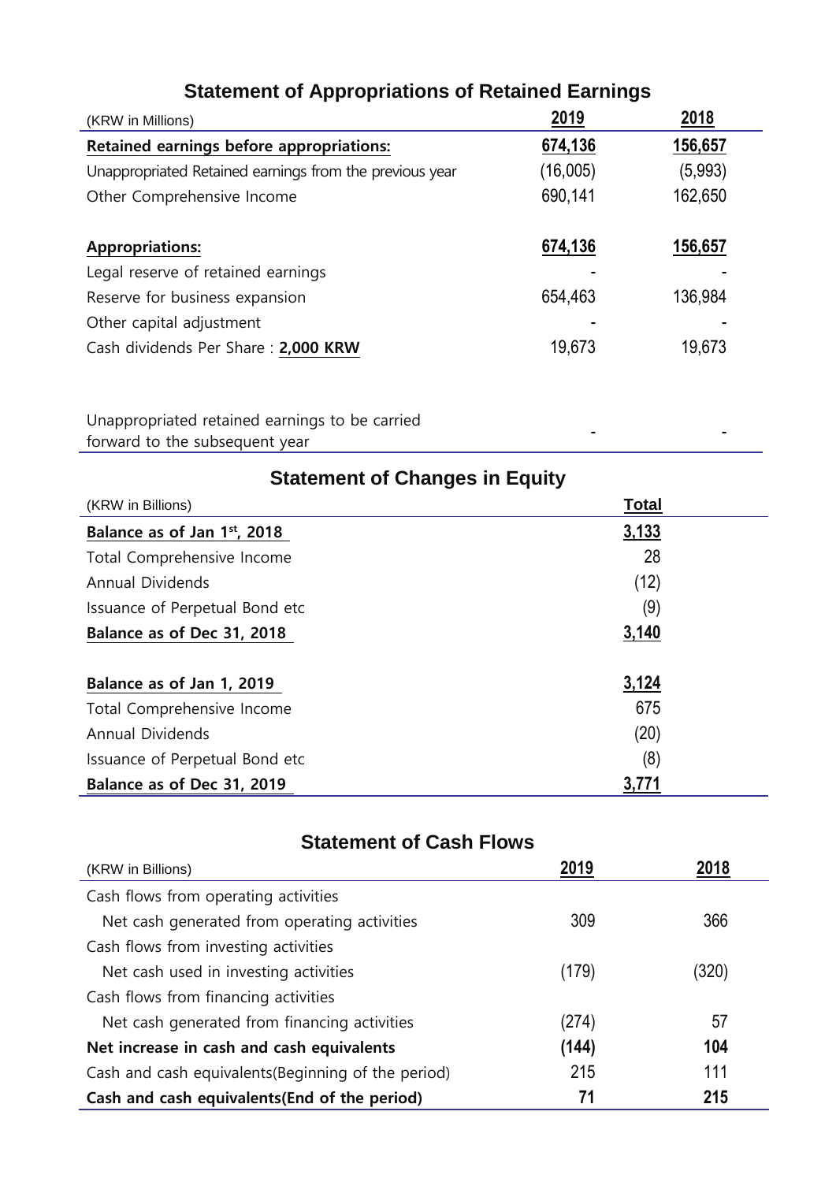## Statement of Appropriations of Retained Earnings

| (KRW in Millions) | 2019 | 2018 |
|---|---|---|
| **Retained earnings before appropriations:** | **674,136** | **156,657** |
| Unappropriated Retained earnings from the previous year | (16,005) | (5,993) |
| Other Comprehensive Income | 690,141 | 162,650 |
| | | |
| **Appropriations:** | **674,136** | **156,657** |
| Legal reserve of retained earnings | - | - |
| Reserve for business expansion | 654,463 | 136,984 |
| Other capital adjustment | - | - |
| Cash dividends Per Share : **2,000 KRW** | 19,673 | 19,673 |
| | | |
| Unappropriated retained earnings to be carried forward to the subsequent year | - | - |

## Statement of Changes in Equity

| (KRW in Billions) | Total |
|---|---|
| **Balance as of Jan 1st, 2018** | **3,133** |
| Total Comprehensive Income | 28 |
| Annual Dividends | (12) |
| Issuance of Perpetual Bond etc | (9) |
| **Balance as of Dec 31, 2018** | **3,140** |
| | |
| **Balance as of Jan 1, 2019** | **3,124** |
| Total Comprehensive Income | 675 |
| Annual Dividends | (20) |
| Issuance of Perpetual Bond etc | (8) |
| **Balance as of Dec 31, 2019** | **3,771** |

## Statement of Cash Flows

| (KRW in Billions) | 2019 | 2018 |
|---|---|---|
| Cash flows from operating activities | | |
| Net cash generated from operating activities | 309 | 366 |
| Cash flows from investing activities | | |
| Net cash used in investing activities | (179) | (320) |
| Cash flows from financing activities | | |
| Net cash generated from financing activities | (274) | 57 |
| **Net increase in cash and cash equivalents** | **(144)** | **104** |
| Cash and cash equivalents(Beginning of the period) | 215 | 111 |
| **Cash and cash equivalents(End of the period)** | **71** | **215** |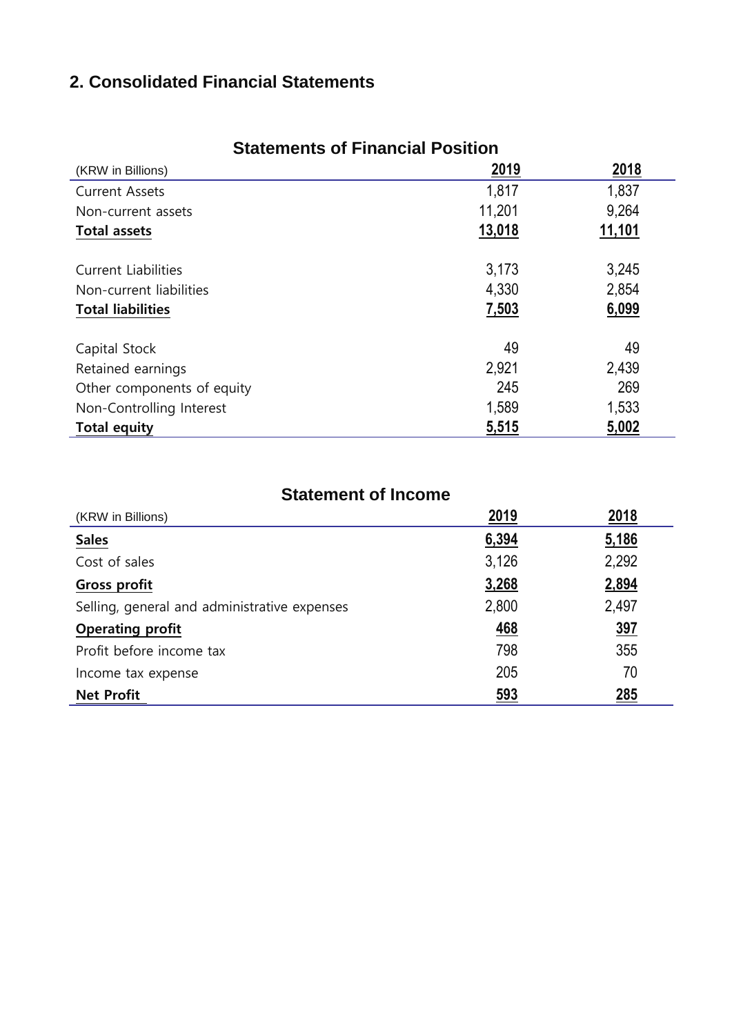## 2. Consolidated Financial Statements

### Statements of Financial Position

| (KRW in Billions) | 2019 | 2018 |
|---|---|---|
| Current Assets | 1,817 | 1,837 |
| Non-current assets | 11,201 | 9,264 |
| **Total assets** | **13,018** | **11,101** |
| | | |
| Current Liabilities | 3,173 | 3,245 |
| Non-current liabilities | 4,330 | 2,854 |
| **Total liabilities** | **7,503** | **6,099** |
| | | |
| Capital Stock | 49 | 49 |
| Retained earnings | 2,921 | 2,439 |
| Other components of equity | 245 | 269 |
| Non-Controlling Interest | 1,589 | 1,533 |
| **Total equity** | **5,515** | **5,002** |

### Statement of Income

| (KRW in Billions) | 2019 | 2018 |
|---|---|---|
| **Sales** | **6,394** | **5,186** |
| Cost of sales | 3,126 | 2,292 |
| **Gross profit** | **3,268** | **2,894** |
| Selling, general and administrative expenses | 2,800 | 2,497 |
| **Operating profit** | **468** | **397** |
| Profit before income tax | 798 | 355 |
| Income tax expense | 205 | 70 |
| **Net Profit** | **593** | **285** |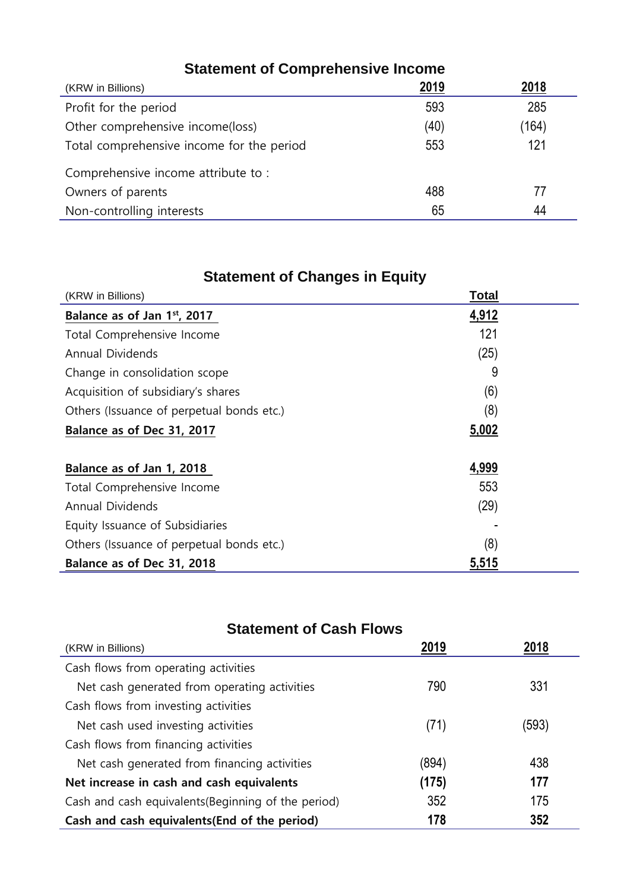## Statement of Comprehensive Income

| (KRW in Billions) | 2019 | 2018 |
|---|---|---|
| Profit for the period | 593 | 285 |
| Other comprehensive income(loss) | (40) | (164) |
| Total comprehensive income for the period | 553 | 121 |
| Comprehensive income attribute to : | | |
| Owners of parents | 488 | 77 |
| Non-controlling interests | 65 | 44 |

## Statement of Changes in Equity

| (KRW in Billions) | Total |
|---|---|
| **Balance as of Jan 1st, 2017** | **4,912** |
| Total Comprehensive Income | 121 |
| Annual Dividends | (25) |
| Change in consolidation scope | 9 |
| Acquisition of subsidiary's shares | (6) |
| Others (Issuance of perpetual bonds etc.) | (8) |
| **Balance as of Dec 31, 2017** | **5,002** |
| | |
| **Balance as of Jan 1, 2018** | **4,999** |
| Total Comprehensive Income | 553 |
| Annual Dividends | (29) |
| Equity Issuance of Subsidiaries | - |
| Others (Issuance of perpetual bonds etc.) | (8) |
| **Balance as of Dec 31, 2018** | **5,515** |

## Statement of Cash Flows

| (KRW in Billions) | 2019 | 2018 |
|---|---|---|
| Cash flows from operating activities | | |
| Net cash generated from operating activities | 790 | 331 |
| Cash flows from investing activities | | |
| Net cash used investing activities | (71) | (593) |
| Cash flows from financing activities | | |
| Net cash generated from financing activities | (894) | 438 |
| **Net increase in cash and cash equivalents** | **(175)** | **177** |
| Cash and cash equivalents(Beginning of the period) | 352 | 175 |
| **Cash and cash equivalents(End of the period)** | **178** | **352** |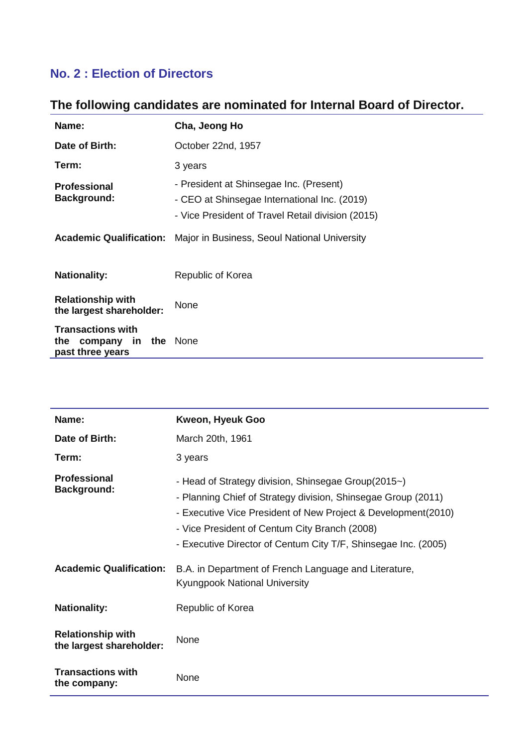## No. 2 : Election of Directors

### The following candidates are nominated for Internal Board of Director.

| | |
|---|---|
| **Name:** | **Cha, Jeong Ho** |
| **Date of Birth:** | October 22nd, 1957 |
| **Term:** | 3 years |
| **Professional Background:** | - President at Shinsegae Inc. (Present)<br>- CEO at Shinsegae International Inc. (2019)<br>- Vice President of Travel Retail division (2015) |
| **Academic Qualification:** | Major in Business, Seoul National University |
| **Nationality:** | Republic of Korea |
| **Relationship with the largest shareholder:** | None |
| **Transactions with the company in the past three years** | None |

| | |
|---|---|
| **Name:** | **Kweon, Hyeuk Goo** |
| **Date of Birth:** | March 20th, 1961 |
| **Term:** | 3 years |
| **Professional Background:** | - Head of Strategy division, Shinsegae Group(2015~)<br>- Planning Chief of Strategy division, Shinsegae Group (2011)<br>- Executive Vice President of New Project & Development(2010)<br>- Vice President of Centum City Branch (2008)<br>- Executive Director of Centum City T/F, Shinsegae Inc. (2005) |
| **Academic Qualification:** | B.A. in Department of French Language and Literature, Kyungpook National University |
| **Nationality:** | Republic of Korea |
| **Relationship with the largest shareholder:** | None |
| **Transactions with the company:** | None |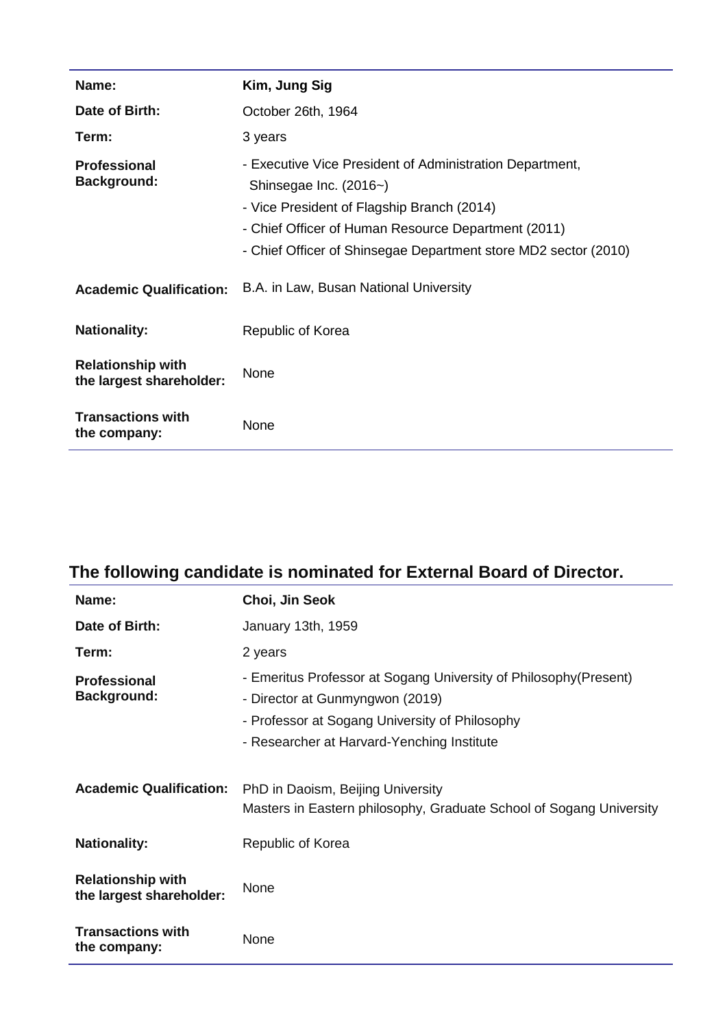| | |
|---|---|
| **Name:** | **Kim, Jung Sig** |
| **Date of Birth:** | October 26th, 1964 |
| **Term:** | 3 years |
| **Professional Background:** | - Executive Vice President of Administration Department, Shinsegae Inc. (2016~)<br>- Vice President of Flagship Branch (2014)<br>- Chief Officer of Human Resource Department (2011)<br>- Chief Officer of Shinsegae Department store MD2 sector (2010) |
| **Academic Qualification:** | B.A. in Law, Busan National University |
| **Nationality:** | Republic of Korea |
| **Relationship with the largest shareholder:** | None |
| **Transactions with the company:** | None |

## The following candidate is nominated for External Board of Director.

| | |
|---|---|
| **Name:** | **Choi, Jin Seok** |
| **Date of Birth:** | January 13th, 1959 |
| **Term:** | 2 years |
| **Professional Background:** | - Emeritus Professor at Sogang University of Philosophy(Present)<br>- Director at Gunmyngwon (2019)<br>- Professor at Sogang University of Philosophy<br>- Researcher at Harvard-Yenching Institute |
| **Academic Qualification:** | PhD in Daoism, Beijing University<br>Masters in Eastern philosophy, Graduate School of Sogang University |
| **Nationality:** | Republic of Korea |
| **Relationship with the largest shareholder:** | None |
| **Transactions with the company:** | None |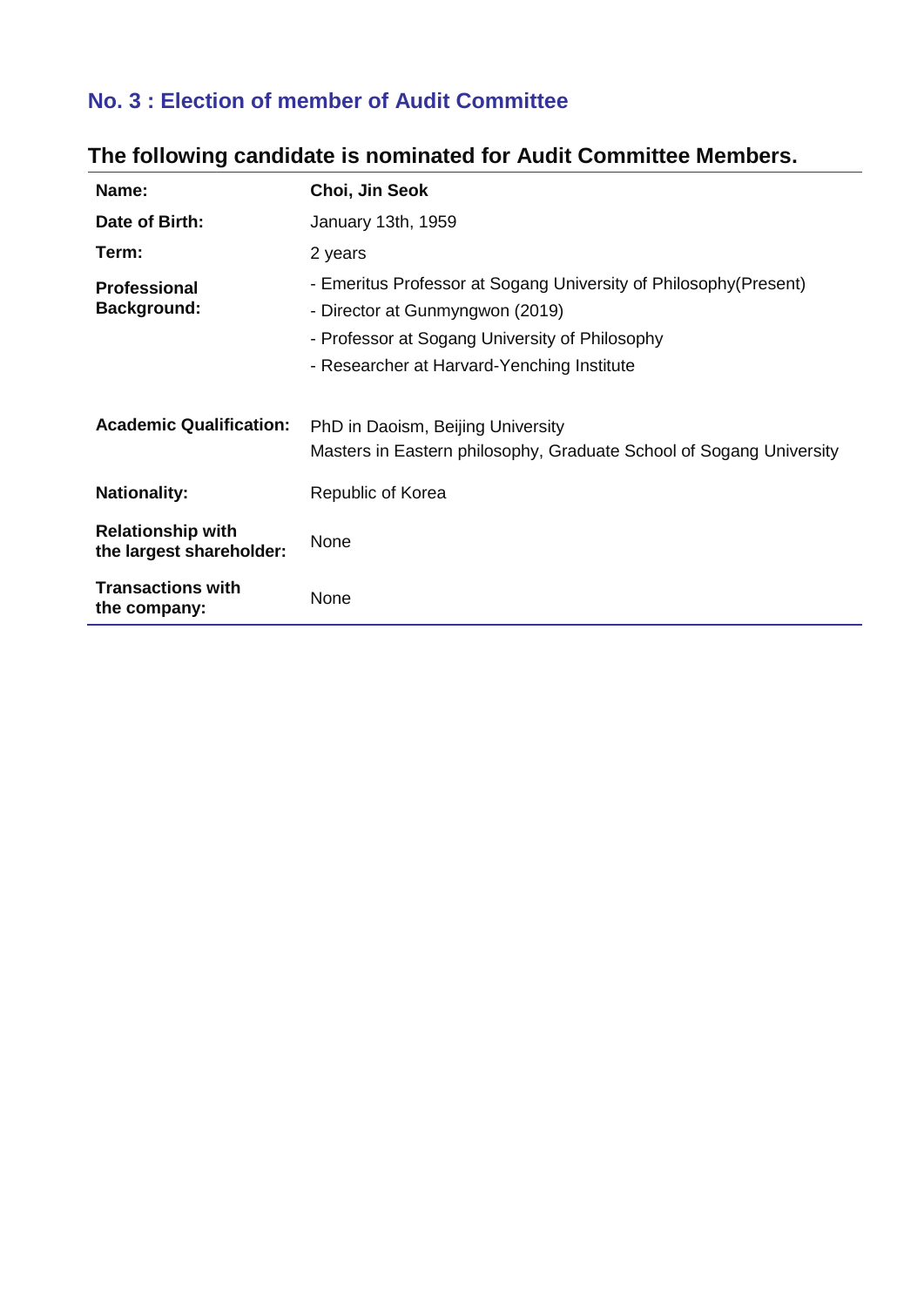## No. 3 : Election of member of Audit Committee

### The following candidate is nominated for Audit Committee Members.

| | |
|---|---|
| **Name:** | **Choi, Jin Seok** |
| **Date of Birth:** | January 13th, 1959 |
| **Term:** | 2 years |
| **Professional Background:** | - Emeritus Professor at Sogang University of Philosophy(Present)<br>- Director at Gunmyngwon (2019)<br>- Professor at Sogang University of Philosophy<br>- Researcher at Harvard-Yenching Institute |
| **Academic Qualification:** | PhD in Daoism, Beijing University<br>Masters in Eastern philosophy, Graduate School of Sogang University |
| **Nationality:** | Republic of Korea |
| **Relationship with the largest shareholder:** | None |
| **Transactions with the company:** | None |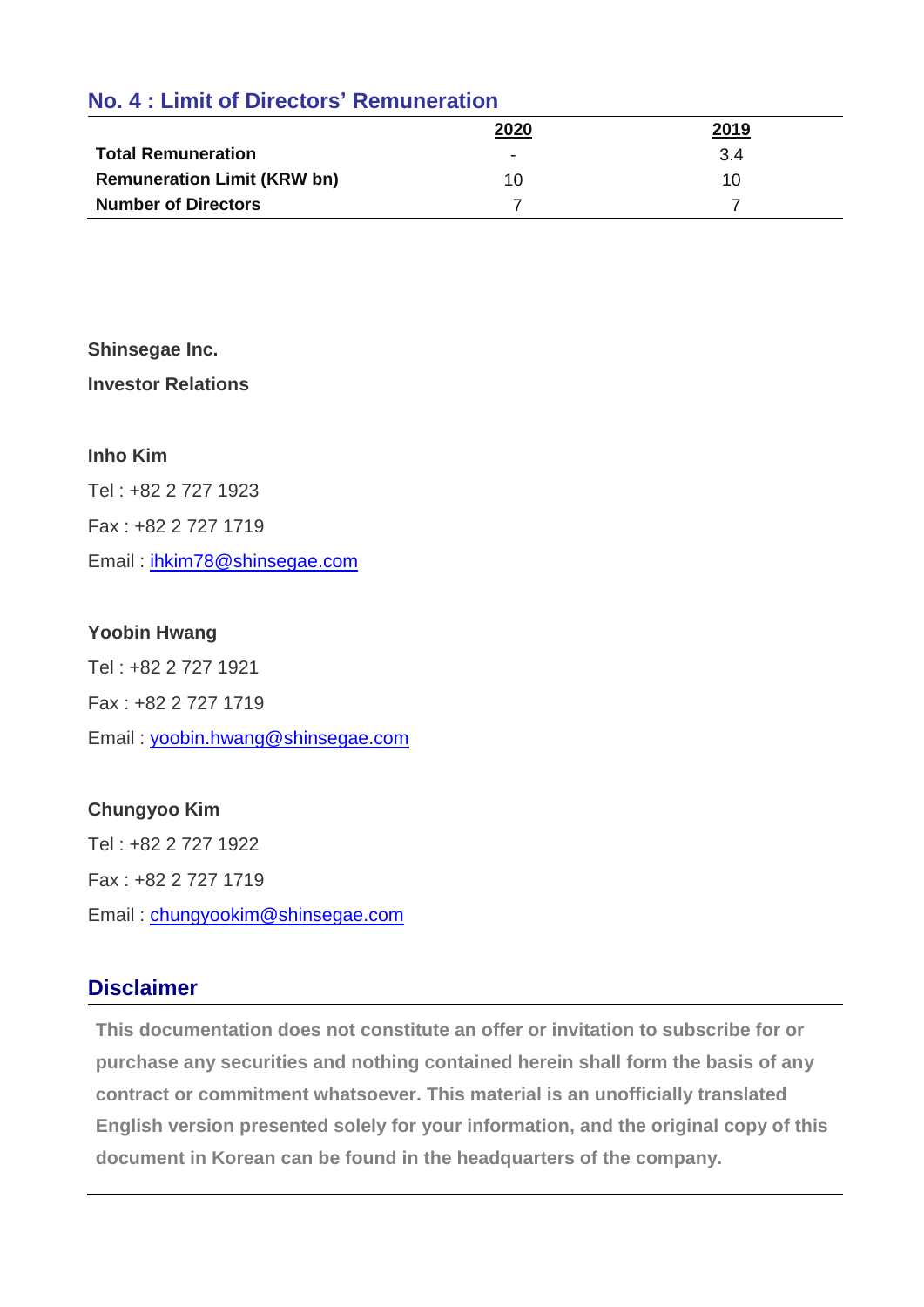## No. 4 : Limit of Directors' Remuneration

| | 2020 | 2019 |
|---|---|---|
| **Total Remuneration** | - | 3.4 |
| **Remuneration Limit (KRW bn)** | 10 | 10 |
| **Number of Directors** | 7 | 7 |

**Shinsegae Inc.**

**Investor Relations**

**Inho Kim**

Tel : +82 2 727 1923

Fax : +82 2 727 1719

Email : ihkim78@shinsegae.com

**Yoobin Hwang**

Tel : +82 2 727 1921

Fax : +82 2 727 1719

Email : yoobin.hwang@shinsegae.com

**Chungyoo Kim**

Tel : +82 2 727 1922

Fax : +82 2 727 1719

Email : chungyookim@shinsegae.com

## Disclaimer

**This documentation does not constitute an offer or invitation to subscribe for or purchase any securities and nothing contained herein shall form the basis of any contract or commitment whatsoever. This material is an unofficially translated English version presented solely for your information, and the original copy of this document in Korean can be found in the headquarters of the company.**